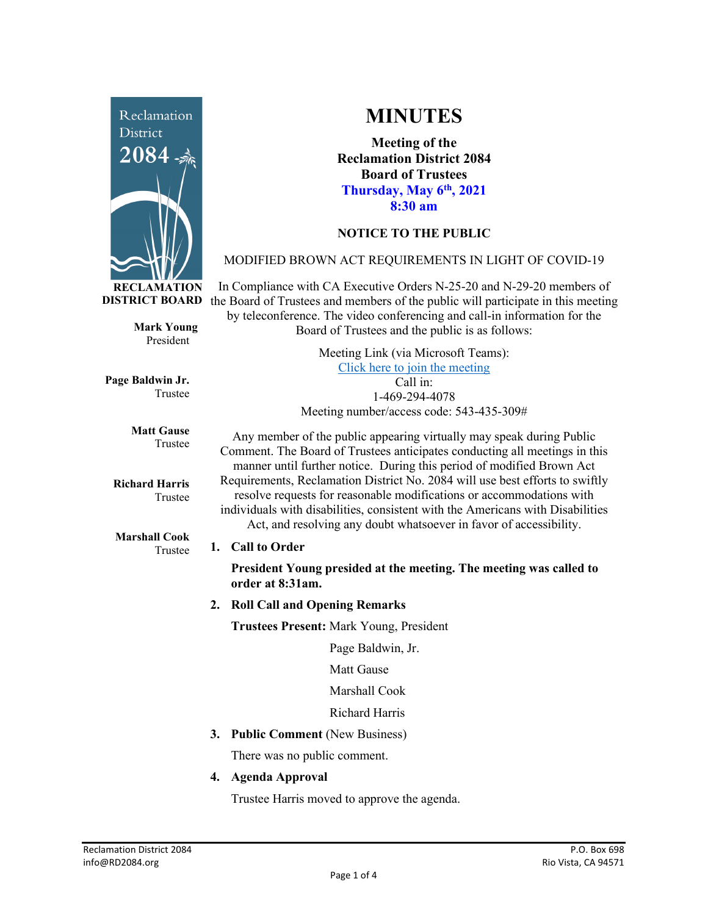# MINUTES

**Meeting of the**
**Reclamation District 2084**
**Board of Trustees**
**Thursday, May 6th, 2021**
**8:30 am**

**RECLAMATION DISTRICT BOARD**

**Mark Young**
President

**Page Baldwin Jr.**
Trustee

**Matt Gause**
Trustee

**Richard Harris**
Trustee

**Marshall Cook**
Trustee

**NOTICE TO THE PUBLIC**

MODIFIED BROWN ACT REQUIREMENTS IN LIGHT OF COVID-19

In Compliance with CA Executive Orders N-25-20 and N-29-20 members of the Board of Trustees and members of the public will participate in this meeting by teleconference. The video conferencing and call-in information for the Board of Trustees and the public is as follows:

Meeting Link (via Microsoft Teams):
Click here to join the meeting
Call in:
1-469-294-4078
Meeting number/access code: 543-435-309#

Any member of the public appearing virtually may speak during Public Comment. The Board of Trustees anticipates conducting all meetings in this manner until further notice. During this period of modified Brown Act Requirements, Reclamation District No. 2084 will use best efforts to swiftly resolve requests for reasonable modifications or accommodations with individuals with disabilities, consistent with the Americans with Disabilities Act, and resolving any doubt whatsoever in favor of accessibility.

1. **Call to Order**

   **President Young presided at the meeting. The meeting was called to order at 8:31am.**

2. **Roll Call and Opening Remarks**

   **Trustees Present:** Mark Young, President
   Page Baldwin, Jr.
   Matt Gause
   Marshall Cook
   Richard Harris

3. **Public Comment** (New Business)

   There was no public comment.

4. **Agenda Approval**

   Trustee Harris moved to approve the agenda.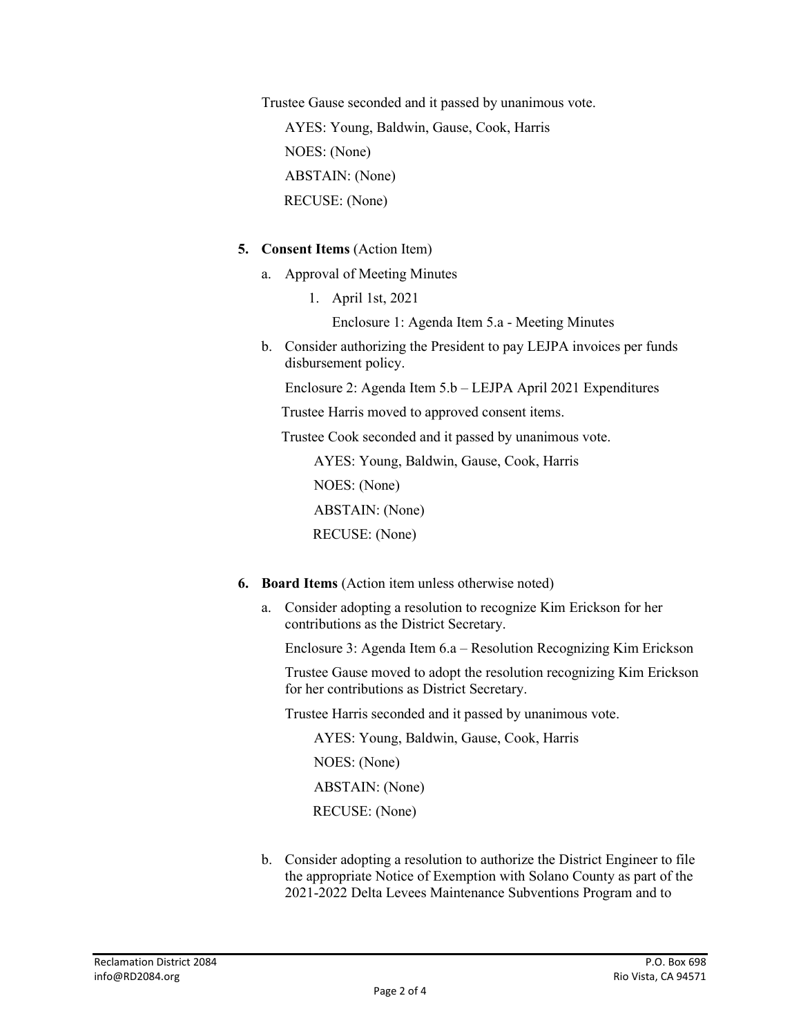Trustee Gause seconded and it passed by unanimous vote.

AYES: Young, Baldwin, Gause, Cook, Harris

NOES: (None)

ABSTAIN: (None)

RECUSE: (None)

5. **Consent Items** (Action Item)

   a. Approval of Meeting Minutes

      1. April 1st, 2021

         Enclosure 1: Agenda Item 5.a - Meeting Minutes

   b. Consider authorizing the President to pay LEJPA invoices per funds disbursement policy.

      Enclosure 2: Agenda Item 5.b – LEJPA April 2021 Expenditures

   Trustee Harris moved to approved consent items.

   Trustee Cook seconded and it passed by unanimous vote.

   AYES: Young, Baldwin, Gause, Cook, Harris

   NOES: (None)

   ABSTAIN: (None)

   RECUSE: (None)

6. **Board Items** (Action item unless otherwise noted)

   a. Consider adopting a resolution to recognize Kim Erickson for her contributions as the District Secretary.

      Enclosure 3: Agenda Item 6.a – Resolution Recognizing Kim Erickson

      Trustee Gause moved to adopt the resolution recognizing Kim Erickson for her contributions as District Secretary.

      Trustee Harris seconded and it passed by unanimous vote.

      AYES: Young, Baldwin, Gause, Cook, Harris

      NOES: (None)

      ABSTAIN: (None)

      RECUSE: (None)

   b. Consider adopting a resolution to authorize the District Engineer to file the appropriate Notice of Exemption with Solano County as part of the 2021-2022 Delta Levees Maintenance Subventions Program and to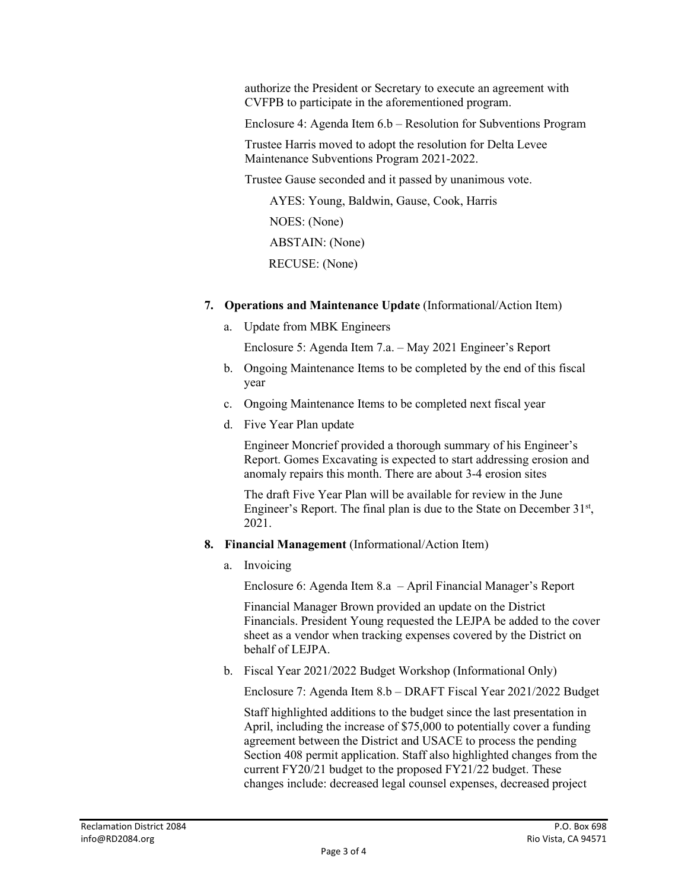authorize the President or Secretary to execute an agreement with CVFPB to participate in the aforementioned program.

Enclosure 4: Agenda Item 6.b – Resolution for Subventions Program

Trustee Harris moved to adopt the resolution for Delta Levee Maintenance Subventions Program 2021-2022.

Trustee Gause seconded and it passed by unanimous vote.

AYES: Young, Baldwin, Gause, Cook, Harris

NOES: (None)

ABSTAIN: (None)

RECUSE: (None)

7. **Operations and Maintenance Update** (Informational/Action Item)

   a. Update from MBK Engineers

      Enclosure 5: Agenda Item 7.a. – May 2021 Engineer's Report

   b. Ongoing Maintenance Items to be completed by the end of this fiscal year

   c. Ongoing Maintenance Items to be completed next fiscal year

   d. Five Year Plan update

      Engineer Moncrief provided a thorough summary of his Engineer's Report. Gomes Excavating is expected to start addressing erosion and anomaly repairs this month. There are about 3-4 erosion sites

      The draft Five Year Plan will be available for review in the June Engineer's Report. The final plan is due to the State on December 31st, 2021.

8. **Financial Management** (Informational/Action Item)

   a. Invoicing

      Enclosure 6: Agenda Item 8.a – April Financial Manager's Report

      Financial Manager Brown provided an update on the District Financials. President Young requested the LEJPA be added to the cover sheet as a vendor when tracking expenses covered by the District on behalf of LEJPA.

   b. Fiscal Year 2021/2022 Budget Workshop (Informational Only)

      Enclosure 7: Agenda Item 8.b – DRAFT Fiscal Year 2021/2022 Budget

      Staff highlighted additions to the budget since the last presentation in April, including the increase of $75,000 to potentially cover a funding agreement between the District and USACE to process the pending Section 408 permit application. Staff also highlighted changes from the current FY20/21 budget to the proposed FY21/22 budget. These changes include: decreased legal counsel expenses, decreased project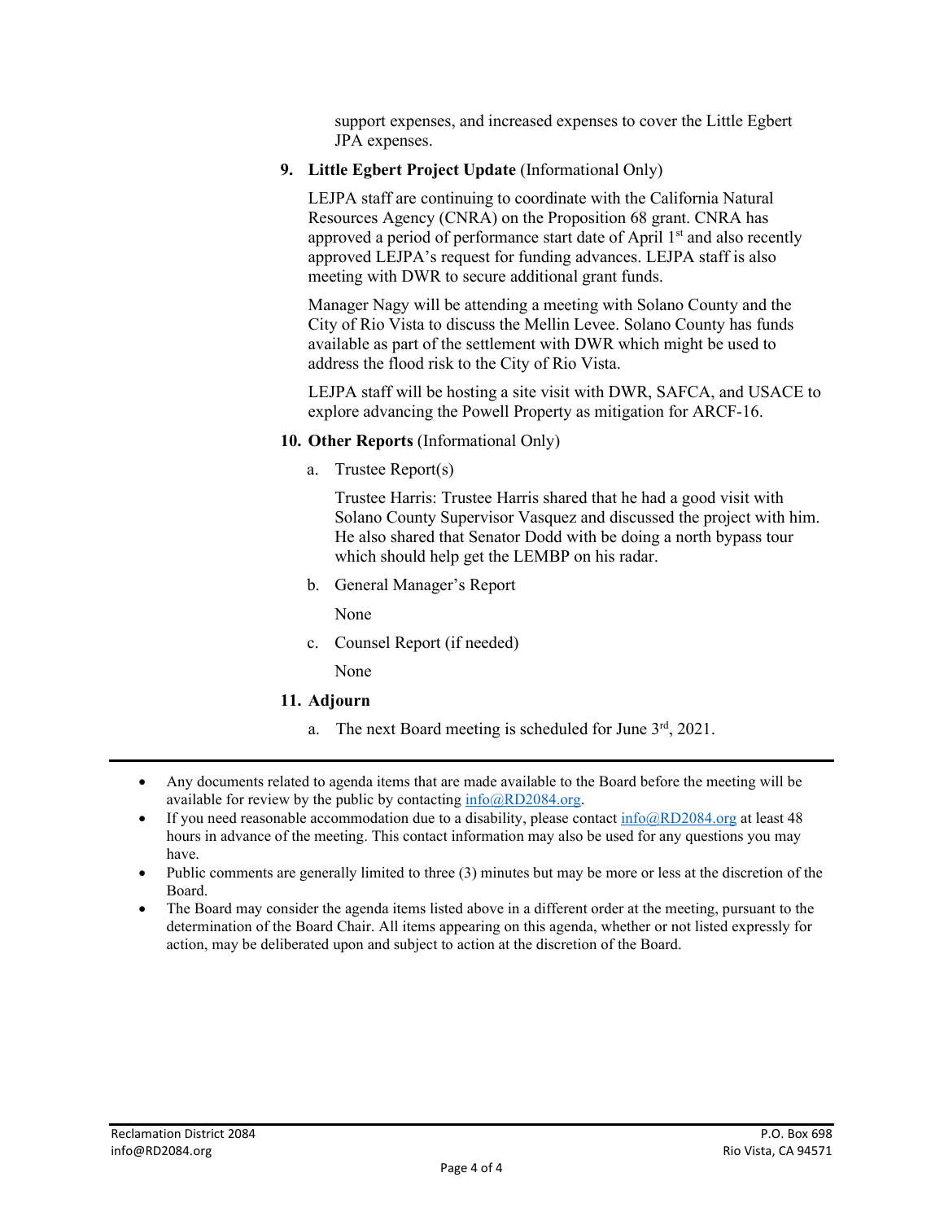support expenses, and increased expenses to cover the Little Egbert JPA expenses.

9. **Little Egbert Project Update** (Informational Only)

   LEJPA staff are continuing to coordinate with the California Natural Resources Agency (CNRA) on the Proposition 68 grant. CNRA has approved a period of performance start date of April 1st and also recently approved LEJPA's request for funding advances. LEJPA staff is also meeting with DWR to secure additional grant funds.

   Manager Nagy will be attending a meeting with Solano County and the City of Rio Vista to discuss the Mellin Levee. Solano County has funds available as part of the settlement with DWR which might be used to address the flood risk to the City of Rio Vista.

   LEJPA staff will be hosting a site visit with DWR, SAFCA, and USACE to explore advancing the Powell Property as mitigation for ARCF-16.

10. **Other Reports** (Informational Only)

    a. Trustee Report(s)

       Trustee Harris: Trustee Harris shared that he had a good visit with Solano County Supervisor Vasquez and discussed the project with him. He also shared that Senator Dodd with be doing a north bypass tour which should help get the LEMBP on his radar.

    b. General Manager's Report

       None

    c. Counsel Report (if needed)

       None

11. **Adjourn**

    a. The next Board meeting is scheduled for June 3rd, 2021.

---

- Any documents related to agenda items that are made available to the Board before the meeting will be available for review by the public by contacting info@RD2084.org.
- If you need reasonable accommodation due to a disability, please contact info@RD2084.org at least 48 hours in advance of the meeting. This contact information may also be used for any questions you may have.
- Public comments are generally limited to three (3) minutes but may be more or less at the discretion of the Board.
- The Board may consider the agenda items listed above in a different order at the meeting, pursuant to the determination of the Board Chair. All items appearing on this agenda, whether or not listed expressly for action, may be deliberated upon and subject to action at the discretion of the Board.